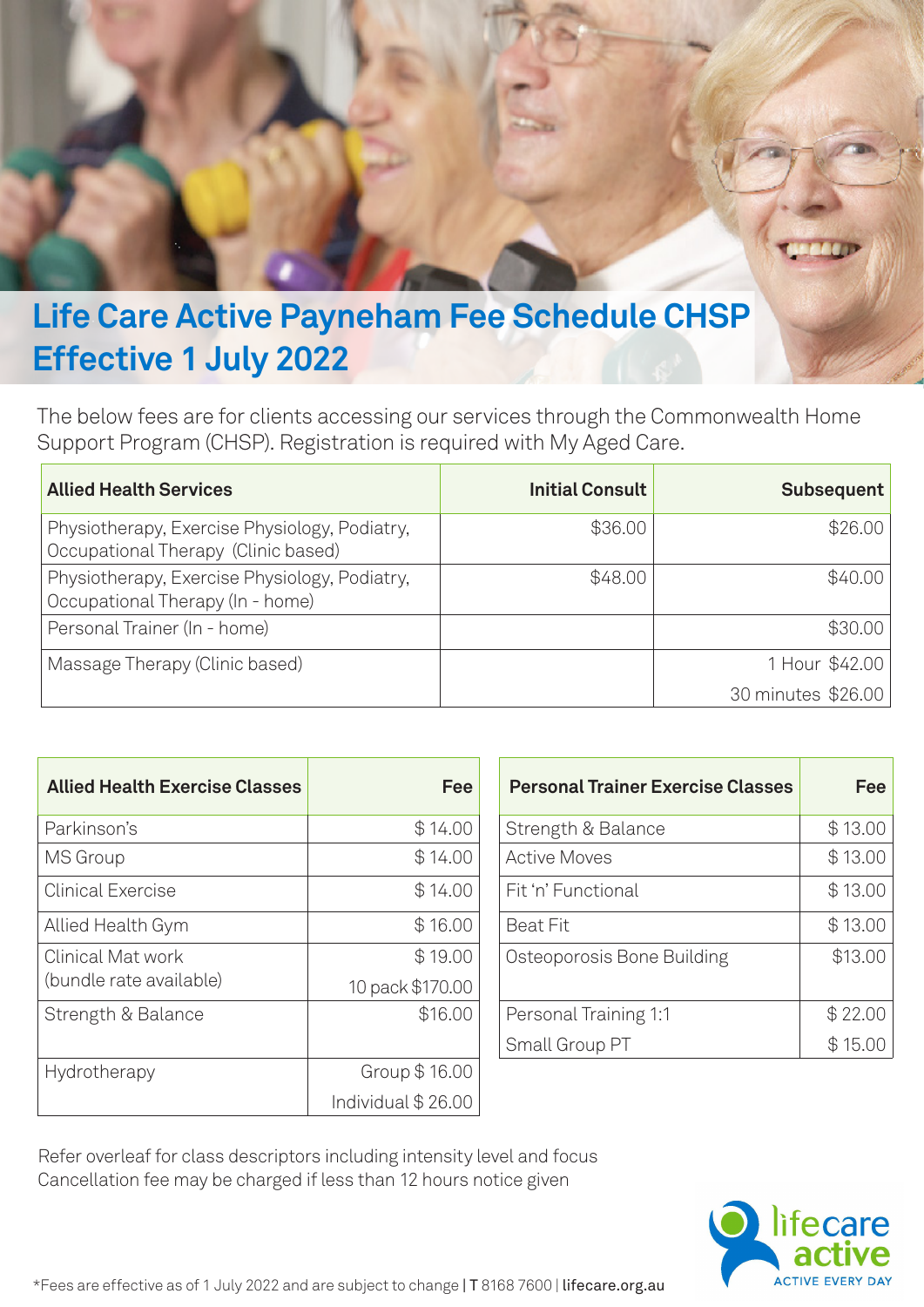# Life Care Active Payneham Fee Schedule CHSP Effective 1 July 2022

The below fees are for clients accessing our services through the Commonwealth Home Support Program (CHSP). Registration is required with My Aged Care.

| Allied Health Services | Initial Consult | Subsequent |
|---|---|---|
| Physiotherapy, Exercise Physiology, Podiatry, Occupational Therapy (Clinic based) | $36.00 | $26.00 |
| Physiotherapy, Exercise Physiology, Podiatry, Occupational Therapy (In - home) | $48.00 | $40.00 |
| Personal Trainer (In - home) | | $30.00 |
| Massage Therapy (Clinic based) | | 1 Hour $42.00<br>30 minutes $26.00 |

| Allied Health Exercise Classes | Fee |
|---|---|
| Parkinson's | $ 14.00 |
| MS Group | $ 14.00 |
| Clinical Exercise | $ 14.00 |
| Allied Health Gym | $ 16.00 |
| Clinical Mat work (bundle rate available) | $ 19.00<br>10 pack $170.00 |
| Strength & Balance | $16.00 |
| Hydrotherapy | Group $ 16.00<br>Individual $ 26.00 |

| Personal Trainer Exercise Classes | Fee |
|---|---|
| Strength & Balance | $ 13.00 |
| Active Moves | $ 13.00 |
| Fit 'n' Functional | $ 13.00 |
| Beat Fit | $ 13.00 |
| Osteoporosis Bone Building | $13.00 |
| Personal Training 1:1 | $ 22.00 |
| Small Group PT | $ 15.00 |

Refer overleaf for class descriptors including intensity level and focus
Cancellation fee may be charged if less than 12 hours notice given

*Fees are effective as of 1 July 2022 and are subject to change | T 8168 7600 | lifecare.org.au

lifecare active
ACTIVE EVERY DAY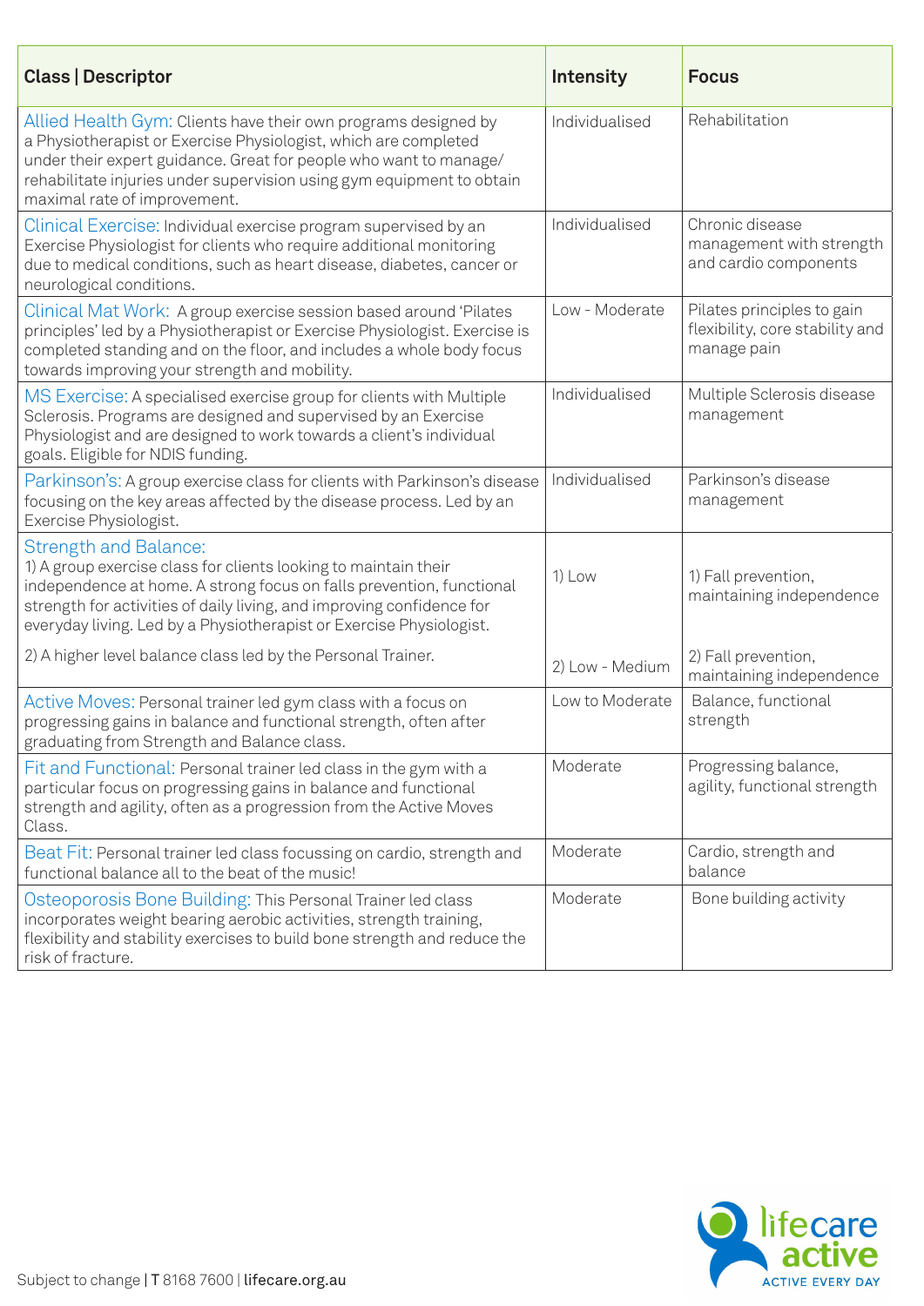| Class \| Descriptor | Intensity | Focus |
|---|---|---|
| Allied Health Gym: Clients have their own programs designed by a Physiotherapist or Exercise Physiologist, which are completed under their expert guidance. Great for people who want to manage/ rehabilitate injuries under supervision using gym equipment to obtain maximal rate of improvement. | Individualised | Rehabilitation |
| Clinical Exercise: Individual exercise program supervised by an Exercise Physiologist for clients who require additional monitoring due to medical conditions, such as heart disease, diabetes, cancer or neurological conditions. | Individualised | Chronic disease management with strength and cardio components |
| Clinical Mat Work: A group exercise session based around 'Pilates principles' led by a Physiotherapist or Exercise Physiologist. Exercise is completed standing and on the floor, and includes a whole body focus towards improving your strength and mobility. | Low - Moderate | Pilates principles to gain flexibility, core stability and manage pain |
| MS Exercise: A specialised exercise group for clients with Multiple Sclerosis. Programs are designed and supervised by an Exercise Physiologist and are designed to work towards a client's individual goals. Eligible for NDIS funding. | Individualised | Multiple Sclerosis disease management |
| Parkinson's: A group exercise class for clients with Parkinson's disease focusing on the key areas affected by the disease process. Led by an Exercise Physiologist. | Individualised | Parkinson's disease management |
| Strength and Balance:<br>1) A group exercise class for clients looking to maintain their independence at home. A strong focus on falls prevention, functional strength for activities of daily living, and improving confidence for everyday living. Led by a Physiotherapist or Exercise Physiologist.<br>2) A higher level balance class led by the Personal Trainer. | 1) Low<br>2) Low - Medium | 1) Fall prevention, maintaining independence<br>2) Fall prevention, maintaining independence |
| Active Moves: Personal trainer led gym class with a focus on progressing gains in balance and functional strength, often after graduating from Strength and Balance class. | Low to Moderate | Balance, functional strength |
| Fit and Functional: Personal trainer led class in the gym with a particular focus on progressing gains in balance and functional strength and agility, often as a progression from the Active Moves Class. | Moderate | Progressing balance, agility, functional strength |
| Beat Fit: Personal trainer led class focussing on cardio, strength and functional balance all to the beat of the music! | Moderate | Cardio, strength and balance |
| Osteoporosis Bone Building: This Personal Trainer led class incorporates weight bearing aerobic activities, strength training, flexibility and stability exercises to build bone strength and reduce the risk of fracture. | Moderate | Bone building activity |

Subject to change | T 8168 7600 | lifecare.org.au

lifecare active
ACTIVE EVERY DAY